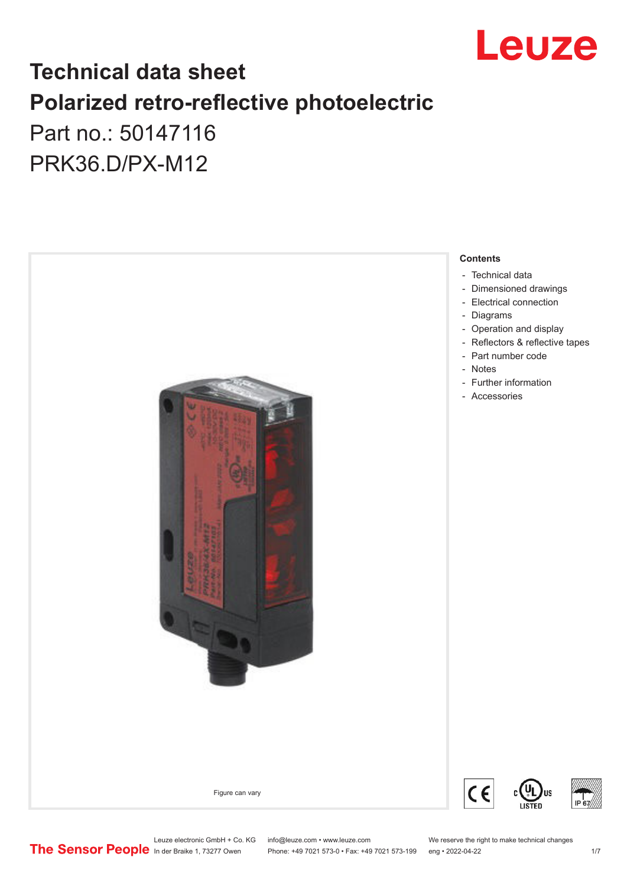# Technical data sheet

# Polarized retro-reflective photoelectric

Part no.: 50147116

PRK36.D/PX-M12

Figure can vary

**Contents**

- Technical data
- Dimensioned drawings
- Electrical connection
- Diagrams
- Operation and display
- Reflectors & reflective tapes
- Part number code
- Notes
- Further information
- Accessories

Leuze electronic GmbH + Co. KG
In der Braike 1, 73277 Owen

info@leuze.com • www.leuze.com
Phone: +49 7021 573-0 • Fax: +49 7021 573-199

We reserve the right to make technical changes
eng • 2022-04-22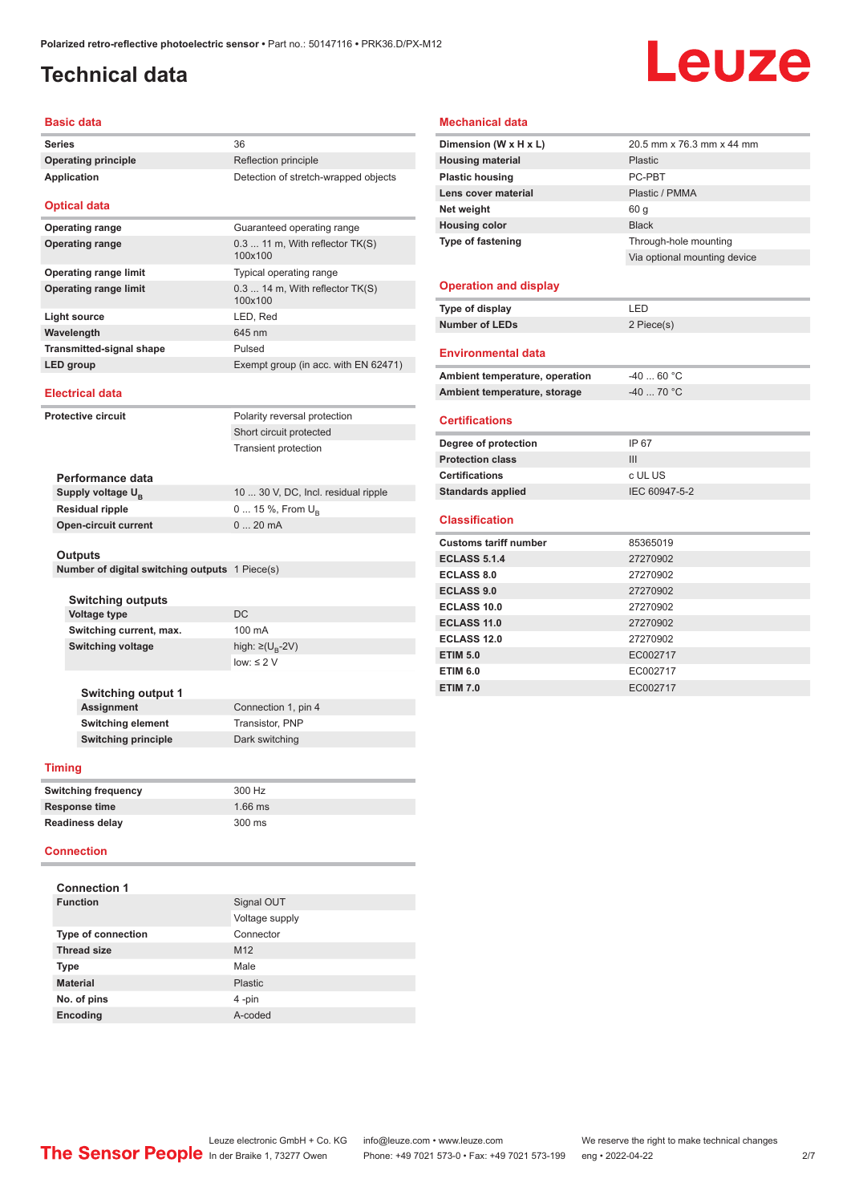# Technical data

## Basic data

| | |
|---|---|
| **Series** | 36 |
| **Operating principle** | Reflection principle |
| **Application** | Detection of stretch-wrapped objects |

## Optical data

| | |
|---|---|
| **Operating range** | Guaranteed operating range |
| **Operating range** | 0.3 ... 11 m, With reflector TK(S) 100x100 |
| **Operating range limit** | Typical operating range |
| **Operating range limit** | 0.3 ... 14 m, With reflector TK(S) 100x100 |
| **Light source** | LED, Red |
| **Wavelength** | 645 nm |
| **Transmitted-signal shape** | Pulsed |
| **LED group** | Exempt group (in acc. with EN 62471) |

## Electrical data

| | |
|---|---|
| **Protective circuit** | Polarity reversal protection |
| | Short circuit protected |
| | Transient protection |

### Performance data

| | |
|---|---|
| **Supply voltage $U_B$** | 10 ... 30 V, DC, Incl. residual ripple |
| **Residual ripple** | 0 ... 15 %, From $U_B$ |
| **Open-circuit current** | 0 ... 20 mA |

### Outputs

| | |
|---|---|
| **Number of digital switching outputs** | 1 Piece(s) |

#### Switching outputs

| | |
|---|---|
| **Voltage type** | DC |
| **Switching current, max.** | 100 mA |
| **Switching voltage** | high: ≥($U_B$-2V) |
| | low: ≤ 2 V |

#### Switching output 1

| | |
|---|---|
| **Assignment** | Connection 1, pin 4 |
| **Switching element** | Transistor, PNP |
| **Switching principle** | Dark switching |

## Timing

| | |
|---|---|
| **Switching frequency** | 300 Hz |
| **Response time** | 1.66 ms |
| **Readiness delay** | 300 ms |

## Connection

### Connection 1

| | |
|---|---|
| **Function** | Signal OUT |
| | Voltage supply |
| **Type of connection** | Connector |
| **Thread size** | M12 |
| **Type** | Male |
| **Material** | Plastic |
| **No. of pins** | 4 -pin |
| **Encoding** | A-coded |

## Mechanical data

| | |
|---|---|
| **Dimension (W x H x L)** | 20.5 mm x 76.3 mm x 44 mm |
| **Housing material** | Plastic |
| **Plastic housing** | PC-PBT |
| **Lens cover material** | Plastic / PMMA |
| **Net weight** | 60 g |
| **Housing color** | Black |
| **Type of fastening** | Through-hole mounting |
| | Via optional mounting device |

## Operation and display

| | |
|---|---|
| **Type of display** | LED |
| **Number of LEDs** | 2 Piece(s) |

## Environmental data

| | |
|---|---|
| **Ambient temperature, operation** | -40 ... 60 °C |
| **Ambient temperature, storage** | -40 ... 70 °C |

## Certifications

| | |
|---|---|
| **Degree of protection** | IP 67 |
| **Protection class** | III |
| **Certifications** | c UL US |
| **Standards applied** | IEC 60947-5-2 |

## Classification

| | |
|---|---|
| **Customs tariff number** | 85365019 |
| **ECLASS 5.1.4** | 27270902 |
| **ECLASS 8.0** | 27270902 |
| **ECLASS 9.0** | 27270902 |
| **ECLASS 10.0** | 27270902 |
| **ECLASS 11.0** | 27270902 |
| **ECLASS 12.0** | 27270902 |
| **ETIM 5.0** | EC002717 |
| **ETIM 6.0** | EC002717 |
| **ETIM 7.0** | EC002717 |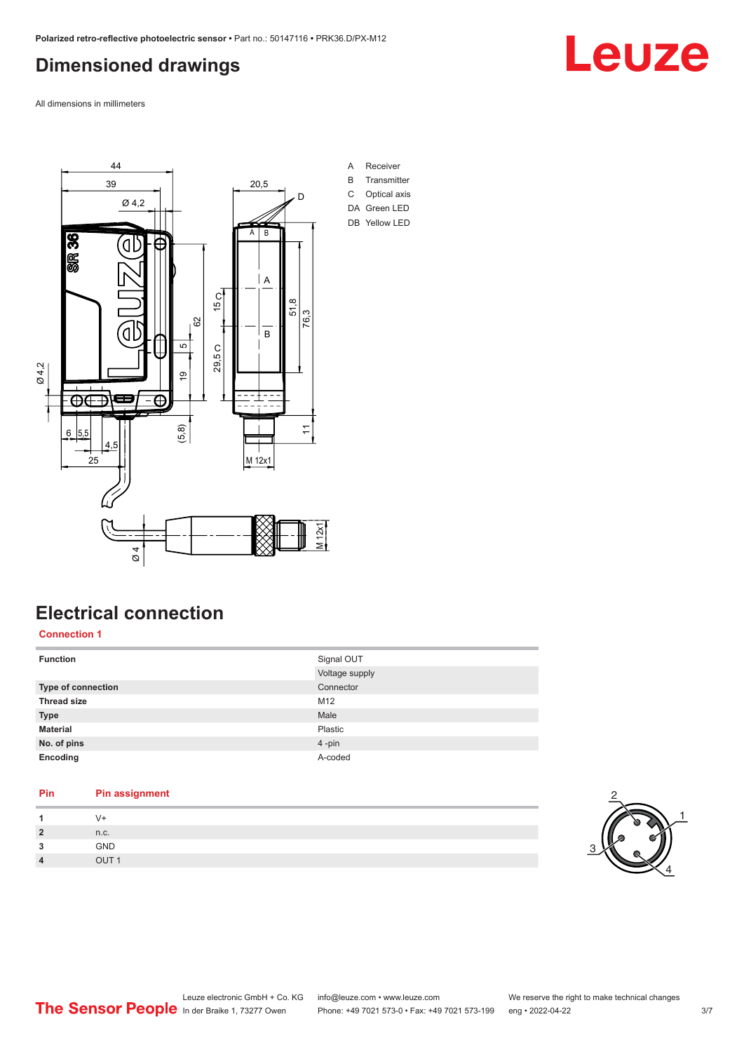## Dimensioned drawings

All dimensions in millimeters

A Receiver
B Transmitter
C Optical axis
DA Green LED
DB Yellow LED

## Electrical connection

**Connection 1**

| | |
|---|---|
| **Function** | Signal OUT |
| | Voltage supply |
| **Type of connection** | Connector |
| **Thread size** | M12 |
| **Type** | Male |
| **Material** | Plastic |
| **No. of pins** | 4 -pin |
| **Encoding** | A-coded |

| Pin | Pin assignment |
|---|---|
| **1** | V+ |
| **2** | n.c. |
| **3** | GND |
| **4** | OUT 1 |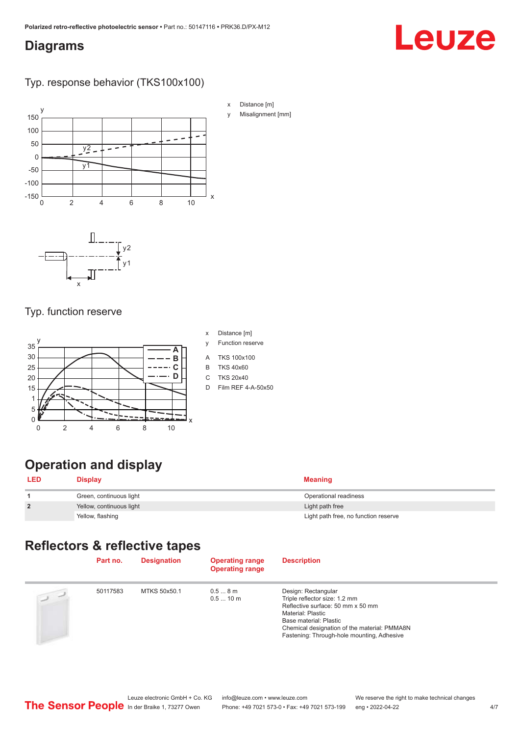## Diagrams

### Typ. response behavior (TKS100x100)

x Distance [m]
y Misalignment [mm]

### Typ. function reserve

x Distance [m]
y Function reserve

A TKS 100x100
B TKS 40x60
C TKS 20x40
D Film REF 4-A-50x50

## Operation and display

| LED | Display | Meaning |
|---|---|---|
| 1 | Green, continuous light | Operational readiness |
| 2 | Yellow, continuous light | Light path free |
| | Yellow, flashing | Light path free, no function reserve |

## Reflectors & reflective tapes

| | Part no. | Designation | Operating range<br>Operating range | Description |
|---|---|---|---|---|
| | 50117583 | MTKS 50x50.1 | 0.5 ... 8 m<br>0.5 ... 10 m | Design: Rectangular<br>Triple reflector size: 1.2 mm<br>Reflective surface: 50 mm x 50 mm<br>Material: Plastic<br>Base material: Plastic<br>Chemical designation of the material: PMMA8N<br>Fastening: Through-hole mounting, Adhesive |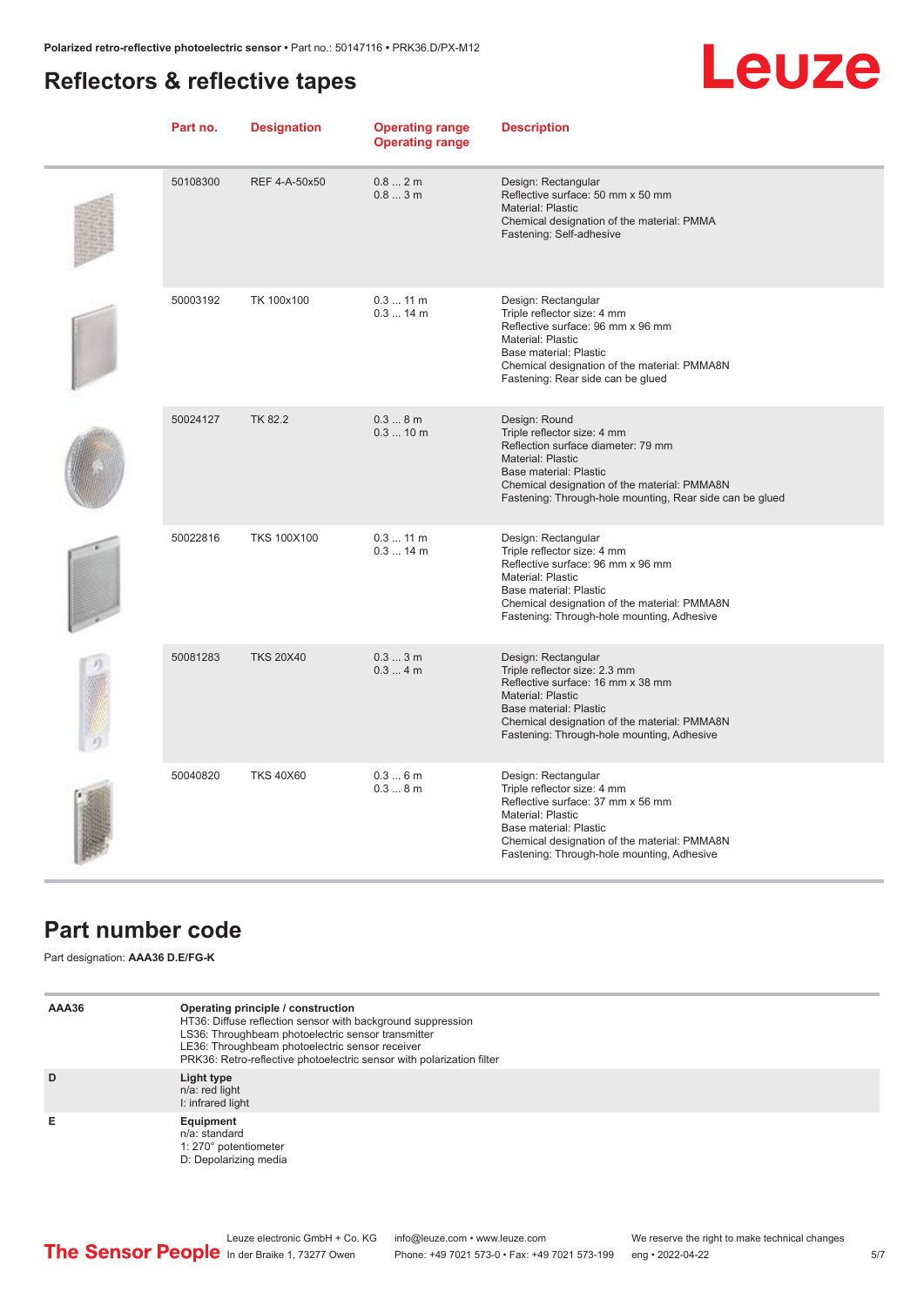## Reflectors & reflective tapes

| Part no. | Designation | Operating range<br>Operating range | Description |
|---|---|---|---|
| 50108300 | REF 4-A-50x50 | 0.8 ... 2 m<br>0.8 ... 3 m | Design: Rectangular<br>Reflective surface: 50 mm x 50 mm<br>Material: Plastic<br>Chemical designation of the material: PMMA<br>Fastening: Self-adhesive |
| 50003192 | TK 100x100 | 0.3 ... 11 m<br>0.3 ... 14 m | Design: Rectangular<br>Triple reflector size: 4 mm<br>Reflective surface: 96 mm x 96 mm<br>Material: Plastic<br>Base material: Plastic<br>Chemical designation of the material: PMMA8N<br>Fastening: Rear side can be glued |
| 50024127 | TK 82.2 | 0.3 ... 8 m<br>0.3 ... 10 m | Design: Round<br>Triple reflector size: 4 mm<br>Reflection surface diameter: 79 mm<br>Material: Plastic<br>Base material: Plastic<br>Chemical designation of the material: PMMA8N<br>Fastening: Through-hole mounting, Rear side can be glued |
| 50022816 | TKS 100X100 | 0.3 ... 11 m<br>0.3 ... 14 m | Design: Rectangular<br>Triple reflector size: 4 mm<br>Reflective surface: 96 mm x 96 mm<br>Material: Plastic<br>Base material: Plastic<br>Chemical designation of the material: PMMA8N<br>Fastening: Through-hole mounting, Adhesive |
| 50081283 | TKS 20X40 | 0.3 ... 3 m<br>0.3 ... 4 m | Design: Rectangular<br>Triple reflector size: 2.3 mm<br>Reflective surface: 16 mm x 38 mm<br>Material: Plastic<br>Base material: Plastic<br>Chemical designation of the material: PMMA8N<br>Fastening: Through-hole mounting, Adhesive |
| 50040820 | TKS 40X60 | 0.3 ... 6 m<br>0.3 ... 8 m | Design: Rectangular<br>Triple reflector size: 4 mm<br>Reflective surface: 37 mm x 56 mm<br>Material: Plastic<br>Base material: Plastic<br>Chemical designation of the material: PMMA8N<br>Fastening: Through-hole mounting, Adhesive |

## Part number code

Part designation: **AAA36 D.E/FG-K**

| | |
|---|---|
| **AAA36** | **Operating principle / construction**<br>HT36: Diffuse reflection sensor with background suppression<br>LS36: Throughbeam photoelectric sensor transmitter<br>LE36: Throughbeam photoelectric sensor receiver<br>PRK36: Retro-reflective photoelectric sensor with polarization filter |
| **D** | **Light type**<br>n/a: red light<br>I: infrared light |
| **E** | **Equipment**<br>n/a: standard<br>1: 270° potentiometer<br>D: Depolarizing media |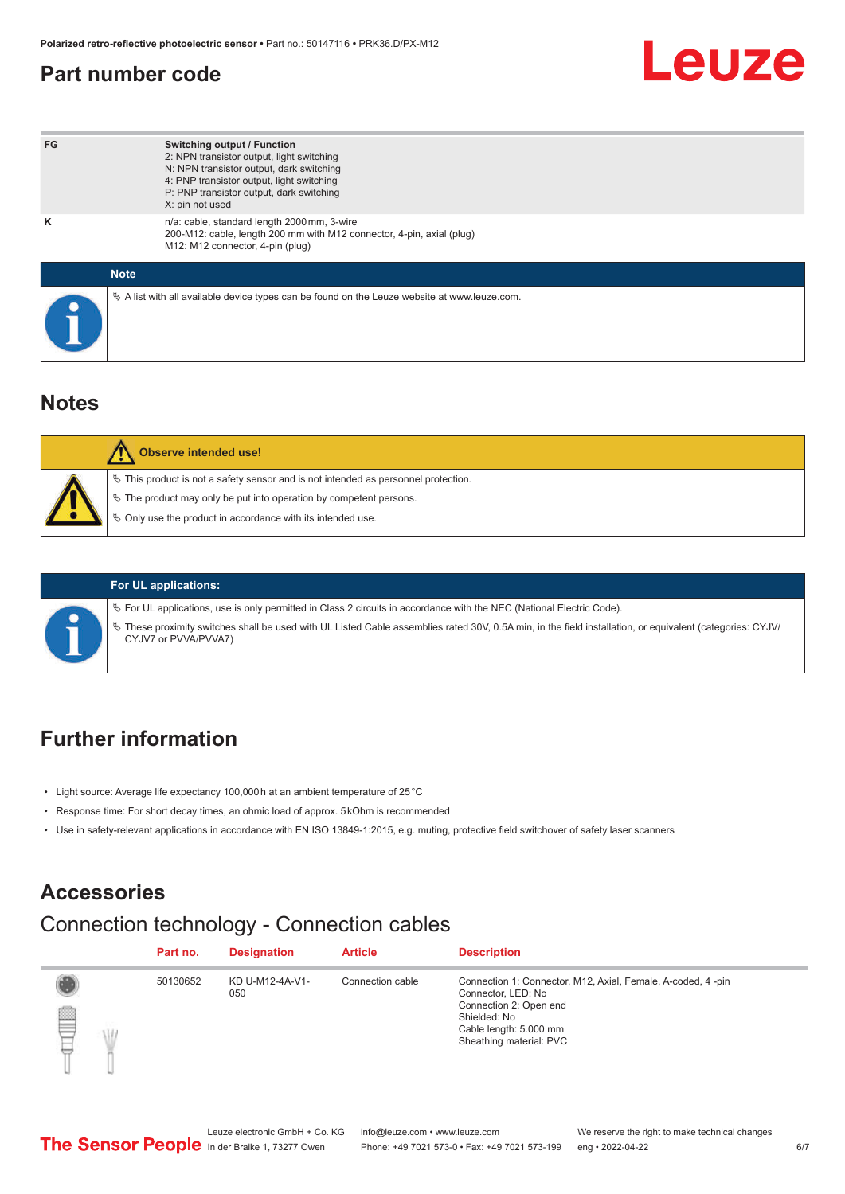## Part number code

| FG | **Switching output / Function**<br>2: NPN transistor output, light switching<br>N: NPN transistor output, dark switching<br>4: PNP transistor output, light switching<br>P: PNP transistor output, dark switching<br>X: pin not used |
|---|---|
| K | n/a: cable, standard length 2000 mm, 3-wire<br>200-M12: cable, length 200 mm with M12 connector, 4-pin, axial (plug)<br>M12: M12 connector, 4-pin (plug) |

**Note**

✎ A list with all available device types can be found on the Leuze website at www.leuze.com.

## Notes

**Observe intended use!**

- ✎ This product is not a safety sensor and is not intended as personnel protection.
- ✎ The product may only be put into operation by competent persons.
- ✎ Only use the product in accordance with its intended use.

**For UL applications:**

- ✎ For UL applications, use is only permitted in Class 2 circuits in accordance with the NEC (National Electric Code).
- ✎ These proximity switches shall be used with UL Listed Cable assemblies rated 30V, 0.5A min, in the field installation, or equivalent (categories: CYJV/CYJV7 or PVVA/PVVA7)

## Further information

- Light source: Average life expectancy 100,000 h at an ambient temperature of 25 °C
- Response time: For short decay times, an ohmic load of approx. 5 kOhm is recommended
- Use in safety-relevant applications in accordance with EN ISO 13849-1:2015, e.g. muting, protective field switchover of safety laser scanners

## Accessories

### Connection technology - Connection cables

| Part no. | Designation | Article | Description |
|---|---|---|---|
| 50130652 | KD U-M12-4A-V1-050 | Connection cable | Connection 1: Connector, M12, Axial, Female, A-coded, 4 -pin<br>Connector, LED: No<br>Connection 2: Open end<br>Shielded: No<br>Cable length: 5.000 mm<br>Sheathing material: PVC |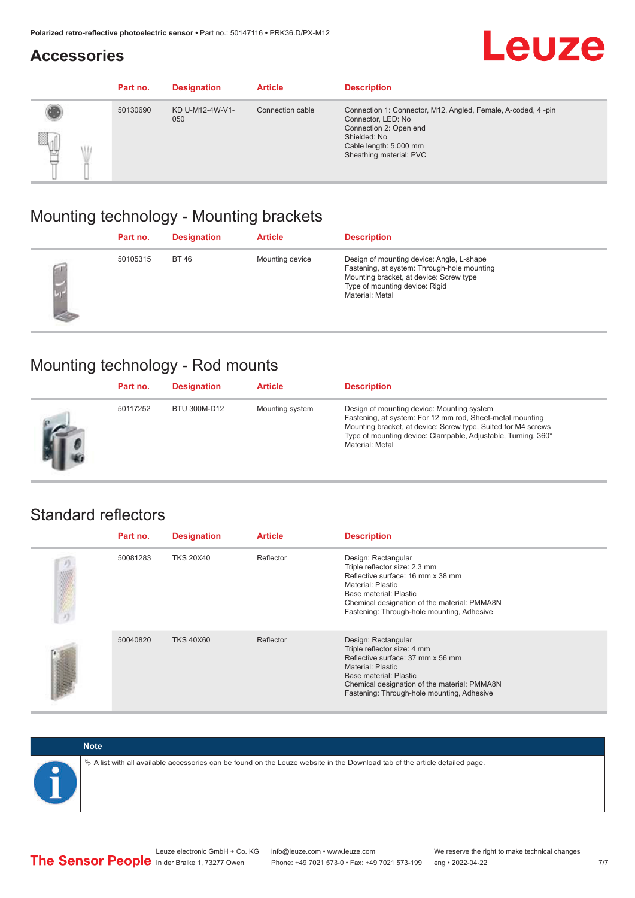## Accessories

| Part no. | Designation | Article | Description |
| --- | --- | --- | --- |
| 50130690 | KD U-M12-4W-V1-050 | Connection cable | Connection 1: Connector, M12, Angled, Female, A-coded, 4 -pin<br>Connector, LED: No<br>Connection 2: Open end<br>Shielded: No<br>Cable length: 5.000 mm<br>Sheathing material: PVC |

## Mounting technology - Mounting brackets

| Part no. | Designation | Article | Description |
| --- | --- | --- | --- |
| 50105315 | BT 46 | Mounting device | Design of mounting device: Angle, L-shape<br>Fastening, at system: Through-hole mounting<br>Mounting bracket, at device: Screw type<br>Type of mounting device: Rigid<br>Material: Metal |

## Mounting technology - Rod mounts

| Part no. | Designation | Article | Description |
| --- | --- | --- | --- |
| 50117252 | BTU 300M-D12 | Mounting system | Design of mounting device: Mounting system<br>Fastening, at system: For 12 mm rod, Sheet-metal mounting<br>Mounting bracket, at device: Screw type, Suited for M4 screws<br>Type of mounting device: Clampable, Adjustable, Turning, 360°<br>Material: Metal |

## Standard reflectors

| Part no. | Designation | Article | Description |
| --- | --- | --- | --- |
| 50081283 | TKS 20X40 | Reflector | Design: Rectangular<br>Triple reflector size: 2.3 mm<br>Reflective surface: 16 mm x 38 mm<br>Material: Plastic<br>Base material: Plastic<br>Chemical designation of the material: PMMA8N<br>Fastening: Through-hole mounting, Adhesive |
| 50040820 | TKS 40X60 | Reflector | Design: Rectangular<br>Triple reflector size: 4 mm<br>Reflective surface: 37 mm x 56 mm<br>Material: Plastic<br>Base material: Plastic<br>Chemical designation of the material: PMMA8N<br>Fastening: Through-hole mounting, Adhesive |

**Note**

↳ A list with all available accessories can be found on the Leuze website in the Download tab of the article detailed page.